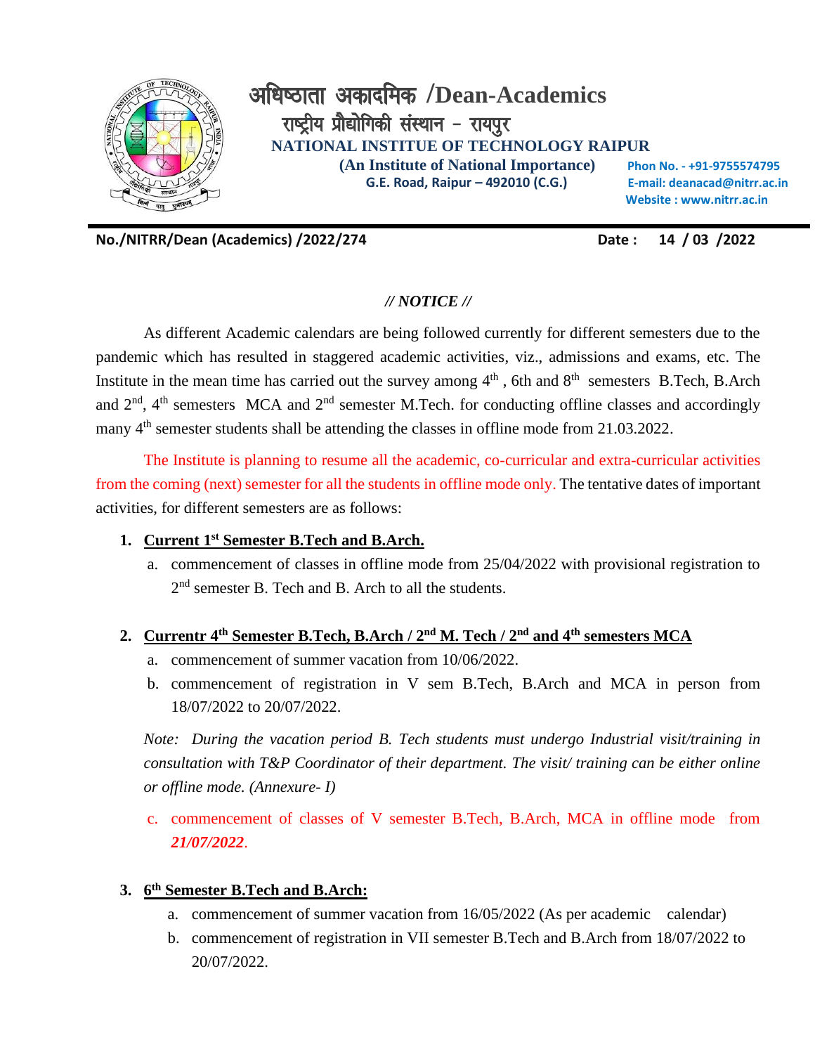# अधिष्ठाता अकादमिक /Dean-Academics

## राष्ट्रीय प्रौद्योगिकी संस्थान – रायपुर

**NATIONAL INSTITUE OF TECHNOLOGY RAIPUR**

**(An Institute of National Importance)**

**G.E. Road, Raipur – 492010 (C.G.)**

**Phon No. - +91-9755574795**
**E-mail: deanacad@nitrr.ac.in**
**Website : www.nitrr.ac.in**

---

**No./NITRR/Dean (Academics) /2022/274** **Date : 14 / 03 /2022**

***// NOTICE //***

As different Academic calendars are being followed currently for different semesters due to the pandemic which has resulted in staggered academic activities, viz., admissions and exams, etc. The Institute in the mean time has carried out the survey among 4th , 6th and 8th semesters B.Tech, B.Arch and 2nd, 4th semesters MCA and 2nd semester M.Tech. for conducting offline classes and accordingly many 4th semester students shall be attending the classes in offline mode from 21.03.2022.

The Institute is planning to resume all the academic, co-curricular and extra-curricular activities from the coming (next) semester for all the students in offline mode only. The tentative dates of important activities, for different semesters are as follows:

1. **<u>Current 1st Semester B.Tech and B.Arch.</u>**
   a. commencement of classes in offline mode from 25/04/2022 with provisional registration to 2nd semester B. Tech and B. Arch to all the students.

2. **<u>Currentr 4th Semester B.Tech, B.Arch / 2nd M. Tech / 2nd and 4th semesters MCA</u>**
   a. commencement of summer vacation from 10/06/2022.
   b. commencement of registration in V sem B.Tech, B.Arch and MCA in person from 18/07/2022 to 20/07/2022.

   *Note: During the vacation period B. Tech students must undergo Industrial visit/training in consultation with T&P Coordinator of their department. The visit/ training can be either online or offline mode. (Annexure- I)*

   c. commencement of classes of V semester B.Tech, B.Arch, MCA in offline mode from ***21/07/2022***.

3. **<u>6th Semester B.Tech and B.Arch:</u>**
   a. commencement of summer vacation from 16/05/2022 (As per academic calendar)
   b. commencement of registration in VII semester B.Tech and B.Arch from 18/07/2022 to 20/07/2022.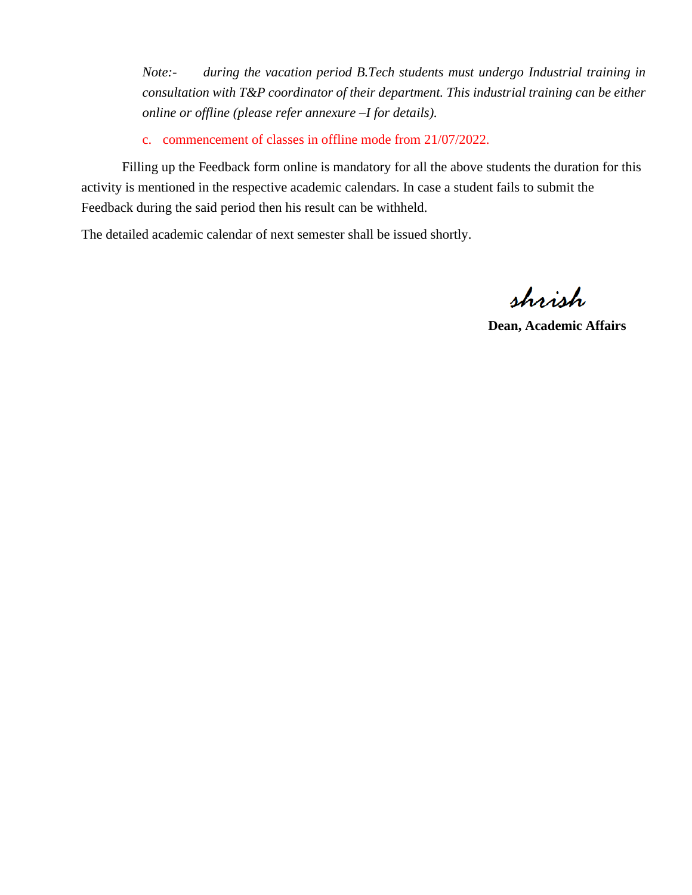*Note:- during the vacation period B.Tech students must undergo Industrial training in consultation with T&P coordinator of their department. This industrial training can be either online or offline (please refer annexure –I for details).*

c. commencement of classes in offline mode from 21/07/2022.

Filling up the Feedback form online is mandatory for all the above students the duration for this activity is mentioned in the respective academic calendars. In case a student fails to submit the Feedback during the said period then his result can be withheld.

The detailed academic calendar of next semester shall be issued shortly.

shrish

**Dean, Academic Affairs**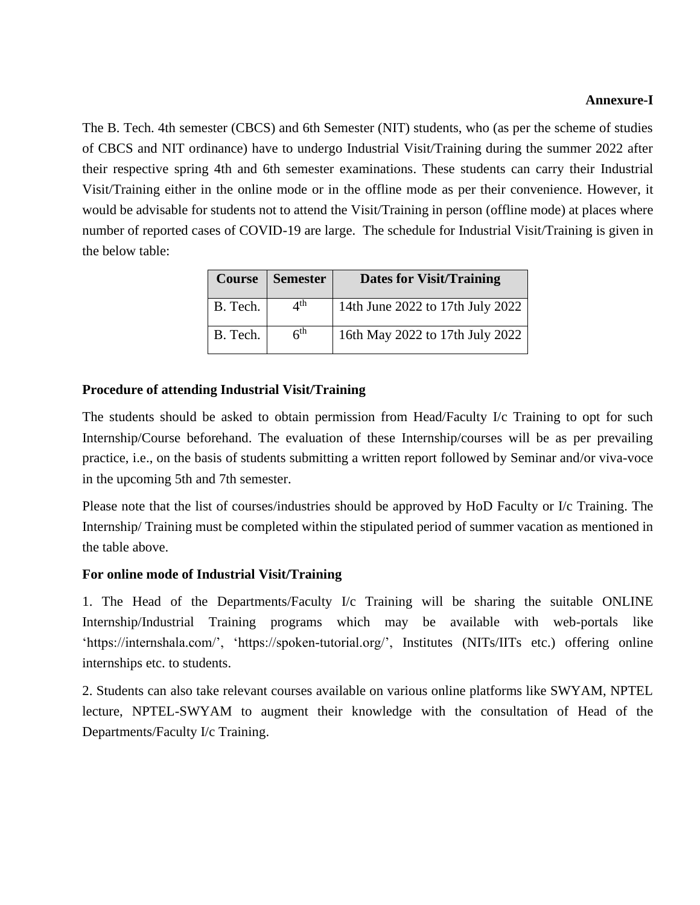**Annexure-I**

The B. Tech. 4th semester (CBCS) and 6th Semester (NIT) students, who (as per the scheme of studies of CBCS and NIT ordinance) have to undergo Industrial Visit/Training during the summer 2022 after their respective spring 4th and 6th semester examinations. These students can carry their Industrial Visit/Training either in the online mode or in the offline mode as per their convenience. However, it would be advisable for students not to attend the Visit/Training in person (offline mode) at places where number of reported cases of COVID-19 are large. The schedule for Industrial Visit/Training is given in the below table:

| Course | Semester | Dates for Visit/Training |
|---|---|---|
| B. Tech. | 4th | 14th June 2022 to 17th July 2022 |
| B. Tech. | 6th | 16th May 2022 to 17th July 2022 |

**Procedure of attending Industrial Visit/Training**

The students should be asked to obtain permission from Head/Faculty I/c Training to opt for such Internship/Course beforehand. The evaluation of these Internship/courses will be as per prevailing practice, i.e., on the basis of students submitting a written report followed by Seminar and/or viva-voce in the upcoming 5th and 7th semester.

Please note that the list of courses/industries should be approved by HoD Faculty or I/c Training. The Internship/ Training must be completed within the stipulated period of summer vacation as mentioned in the table above.

**For online mode of Industrial Visit/Training**

1. The Head of the Departments/Faculty I/c Training will be sharing the suitable ONLINE Internship/Industrial Training programs which may be available with web-portals like 'https://internshala.com/', 'https://spoken-tutorial.org/', Institutes (NITs/IITs etc.) offering online internships etc. to students.

2. Students can also take relevant courses available on various online platforms like SWYAM, NPTEL lecture, NPTEL-SWYAM to augment their knowledge with the consultation of Head of the Departments/Faculty I/c Training.